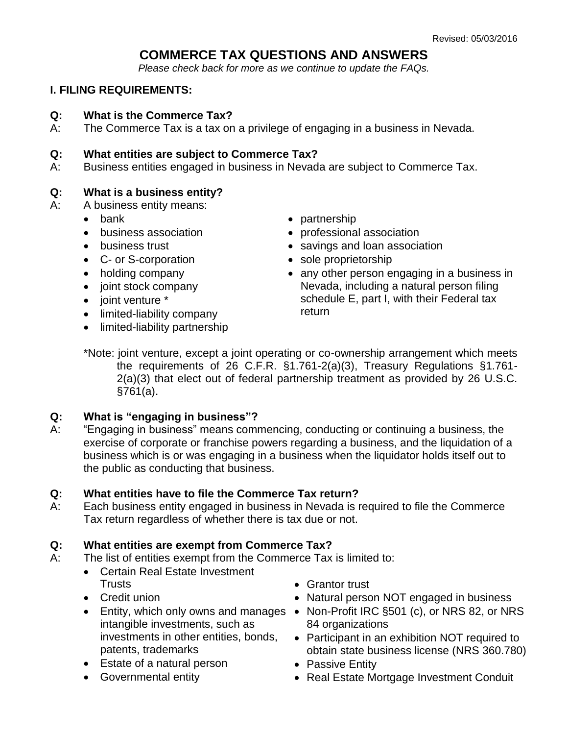Revised: 05/03/2016

# COMMERCE TAX QUESTIONS AND ANSWERS

*Please check back for more as we continue to update the FAQs.*

## I. FILING REQUIREMENTS:

**Q: What is the Commerce Tax?**

A: The Commerce Tax is a tax on a privilege of engaging in a business in Nevada.

**Q: What entities are subject to Commerce Tax?**

A: Business entities engaged in business in Nevada are subject to Commerce Tax.

**Q: What is a business entity?**

A: A business entity means:

- bank
- business association
- business trust
- C- or S-corporation
- holding company
- joint stock company
- joint venture *
- limited-liability company
- limited-liability partnership
- partnership
- professional association
- savings and loan association
- sole proprietorship
- any other person engaging in a business in Nevada, including a natural person filing schedule E, part I, with their Federal tax return

*Note: joint venture, except a joint operating or co-ownership arrangement which meets the requirements of 26 C.F.R. §1.761-2(a)(3), Treasury Regulations §1.761-2(a)(3) that elect out of federal partnership treatment as provided by 26 U.S.C. §761(a).

**Q: What is "engaging in business"?**

A: "Engaging in business" means commencing, conducting or continuing a business, the exercise of corporate or franchise powers regarding a business, and the liquidation of a business which is or was engaging in a business when the liquidator holds itself out to the public as conducting that business.

**Q: What entities have to file the Commerce Tax return?**

A: Each business entity engaged in business in Nevada is required to file the Commerce Tax return regardless of whether there is tax due or not.

**Q: What entities are exempt from Commerce Tax?**

A: The list of entities exempt from the Commerce Tax is limited to:

- Certain Real Estate Investment Trusts
- Credit union
- Entity, which only owns and manages intangible investments, such as investments in other entities, bonds, patents, trademarks
- Estate of a natural person
- Governmental entity
- Grantor trust
- Natural person NOT engaged in business
- Non-Profit IRC §501 (c), or NRS 82, or NRS 84 organizations
- Participant in an exhibition NOT required to obtain state business license (NRS 360.780)
- Passive Entity
- Real Estate Mortgage Investment Conduit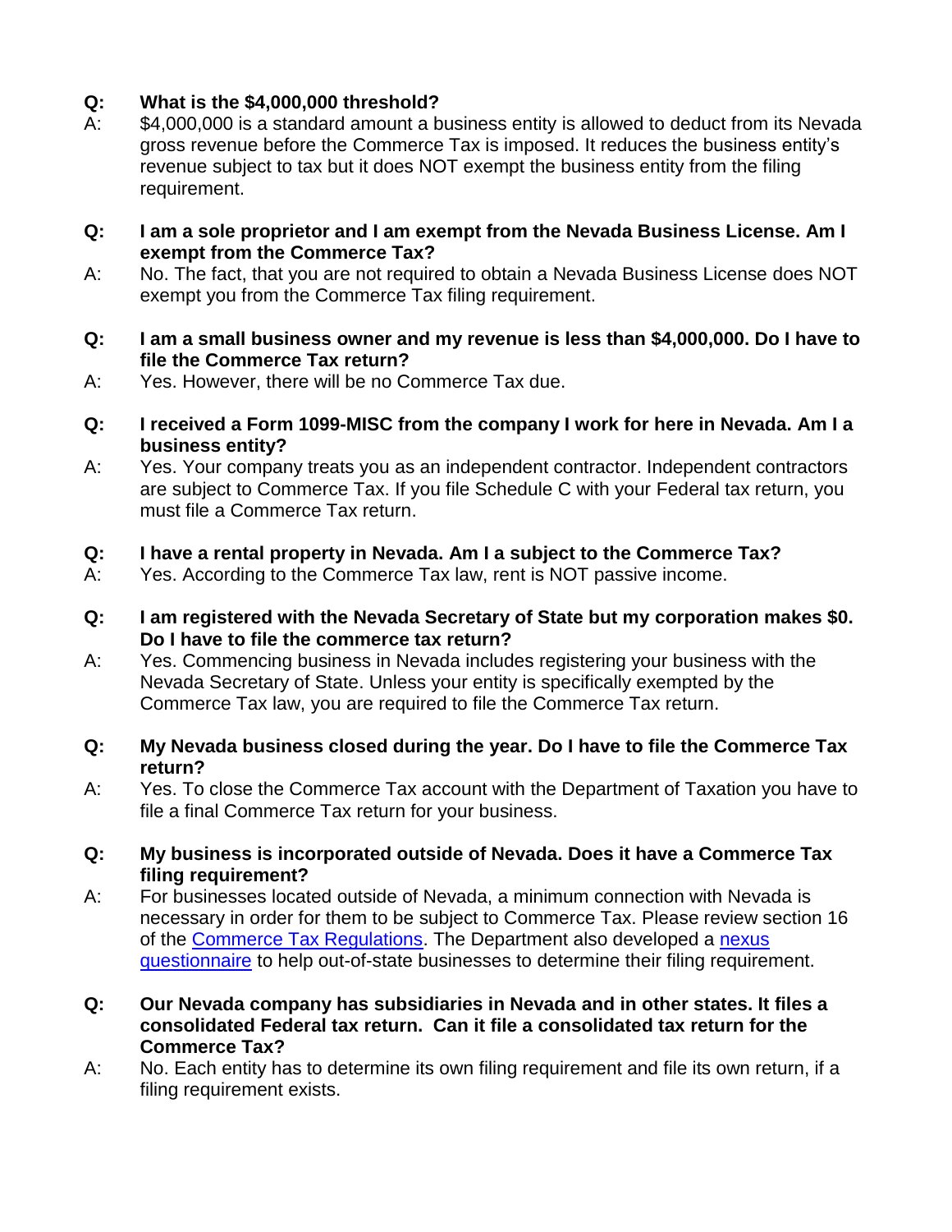**Q: What is the $4,000,000 threshold?**

A: $4,000,000 is a standard amount a business entity is allowed to deduct from its Nevada gross revenue before the Commerce Tax is imposed. It reduces the business entity's revenue subject to tax but it does NOT exempt the business entity from the filing requirement.

**Q: I am a sole proprietor and I am exempt from the Nevada Business License. Am I exempt from the Commerce Tax?**

A: No. The fact, that you are not required to obtain a Nevada Business License does NOT exempt you from the Commerce Tax filing requirement.

**Q: I am a small business owner and my revenue is less than $4,000,000. Do I have to file the Commerce Tax return?**

A: Yes. However, there will be no Commerce Tax due.

**Q: I received a Form 1099-MISC from the company I work for here in Nevada. Am I a business entity?**

A: Yes. Your company treats you as an independent contractor. Independent contractors are subject to Commerce Tax. If you file Schedule C with your Federal tax return, you must file a Commerce Tax return.

**Q: I have a rental property in Nevada. Am I a subject to the Commerce Tax?**

A: Yes. According to the Commerce Tax law, rent is NOT passive income.

**Q: I am registered with the Nevada Secretary of State but my corporation makes $0. Do I have to file the commerce tax return?**

A: Yes. Commencing business in Nevada includes registering your business with the Nevada Secretary of State. Unless your entity is specifically exempted by the Commerce Tax law, you are required to file the Commerce Tax return.

**Q: My Nevada business closed during the year. Do I have to file the Commerce Tax return?**

A: Yes. To close the Commerce Tax account with the Department of Taxation you have to file a final Commerce Tax return for your business.

**Q: My business is incorporated outside of Nevada. Does it have a Commerce Tax filing requirement?**

A: For businesses located outside of Nevada, a minimum connection with Nevada is necessary in order for them to be subject to Commerce Tax. Please review section 16 of the Commerce Tax Regulations. The Department also developed a nexus questionnaire to help out-of-state businesses to determine their filing requirement.

**Q: Our Nevada company has subsidiaries in Nevada and in other states. It files a consolidated Federal tax return. Can it file a consolidated tax return for the Commerce Tax?**

A: No. Each entity has to determine its own filing requirement and file its own return, if a filing requirement exists.